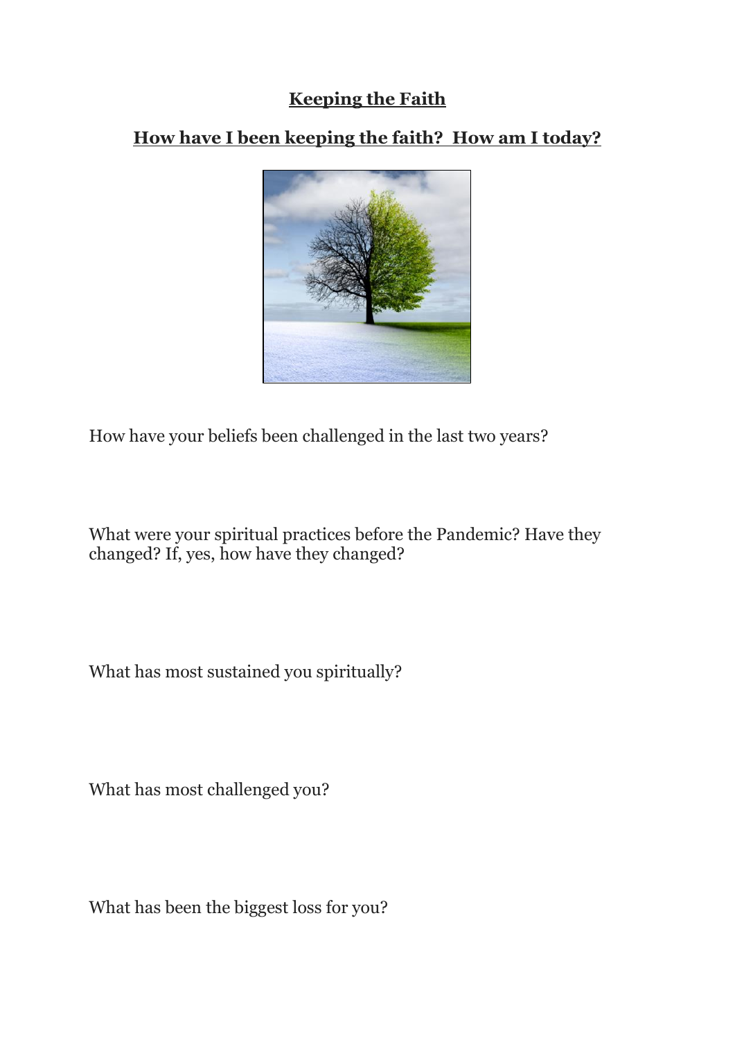# Keeping the Faith

## How have I been keeping the faith?  How am I today?

How have your beliefs been challenged in the last two years?

What were your spiritual practices before the Pandemic? Have they changed? If, yes, how have they changed?

What has most sustained you spiritually?

What has most challenged you?

What has been the biggest loss for you?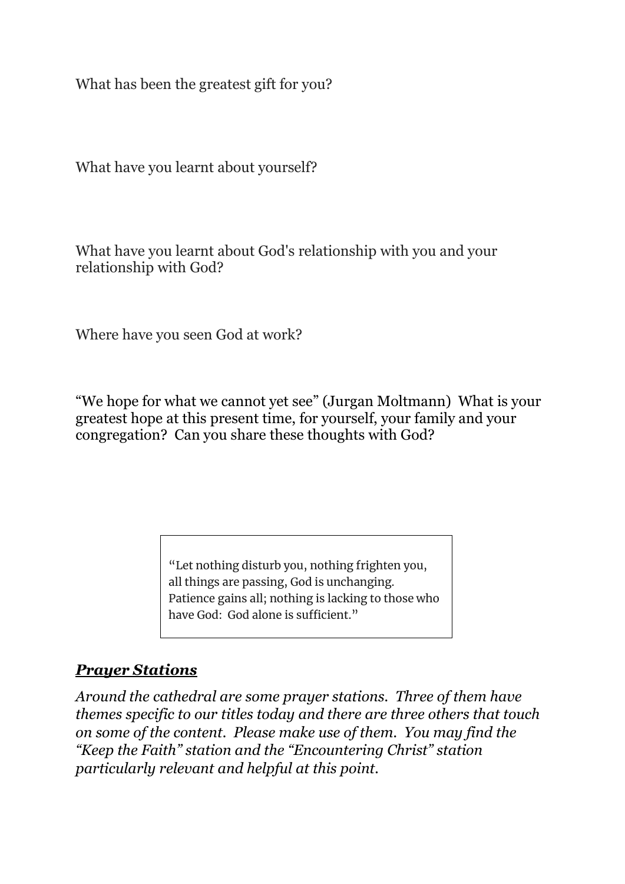What has been the greatest gift for you?

What have you learnt about yourself?

What have you learnt about God's relationship with you and your relationship with God?

Where have you seen God at work?

“We hope for what we cannot yet see” (Jurgan Moltmann) What is your greatest hope at this present time, for yourself, your family and your congregation? Can you share these thoughts with God?

> “Let nothing disturb you, nothing frighten you, all things are passing, God is unchanging. Patience gains all; nothing is lacking to those who have God: God alone is sufficient.”

## ***Prayer Stations***

*Around the cathedral are some prayer stations. Three of them have themes specific to our titles today and there are three others that touch on some of the content. Please make use of them. You may find the “Keep the Faith” station and the “Encountering Christ” station particularly relevant and helpful at this point.*